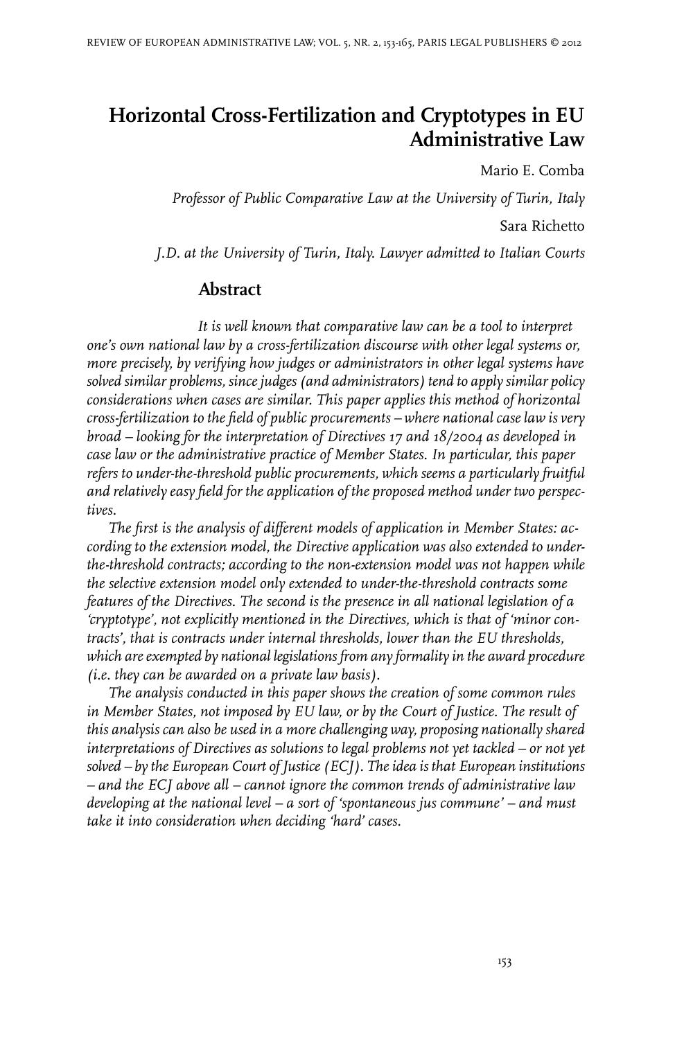# Horizontal Cross-Fertilization and Cryptotypes in EU Administrative Law

Mario E. Comba

*Professor of Public Comparative Law at the University of Turin, Italy*

Sara Richetto

*J.D. at the University of Turin, Italy. Lawyer admitted to Italian Courts*

## Abstract

*It is well known that comparative law can be a tool to interpret one's own national law by a cross-fertilization discourse with other legal systems or, more precisely, by verifying how judges or administrators in other legal systems have solved similar problems, since judges (and administrators) tend to apply similar policy considerations when cases are similar. This paper applies this method of horizontal cross-fertilization to the field of public procurements – where national case law is very broad – looking for the interpretation of Directives 17 and 18/2004 as developed in case law or the administrative practice of Member States. In particular, this paper refers to under-the-threshold public procurements, which seems a particularly fruitful and relatively easy field for the application of the proposed method under two perspectives.*

*The first is the analysis of different models of application in Member States: according to the extension model, the Directive application was also extended to under-the-threshold contracts; according to the non-extension model was not happen while the selective extension model only extended to under-the-threshold contracts some features of the Directives. The second is the presence in all national legislation of a 'cryptotype', not explicitly mentioned in the Directives, which is that of 'minor contracts', that is contracts under internal thresholds, lower than the EU thresholds, which are exempted by national legislations from any formality in the award procedure (i.e. they can be awarded on a private law basis).*

*The analysis conducted in this paper shows the creation of some common rules in Member States, not imposed by EU law, or by the Court of Justice. The result of this analysis can also be used in a more challenging way, proposing nationally shared interpretations of Directives as solutions to legal problems not yet tackled – or not yet solved – by the European Court of Justice (ECJ). The idea is that European institutions – and the ECJ above all – cannot ignore the common trends of administrative law developing at the national level – a sort of 'spontaneous jus commune' – and must take it into consideration when deciding 'hard' cases.*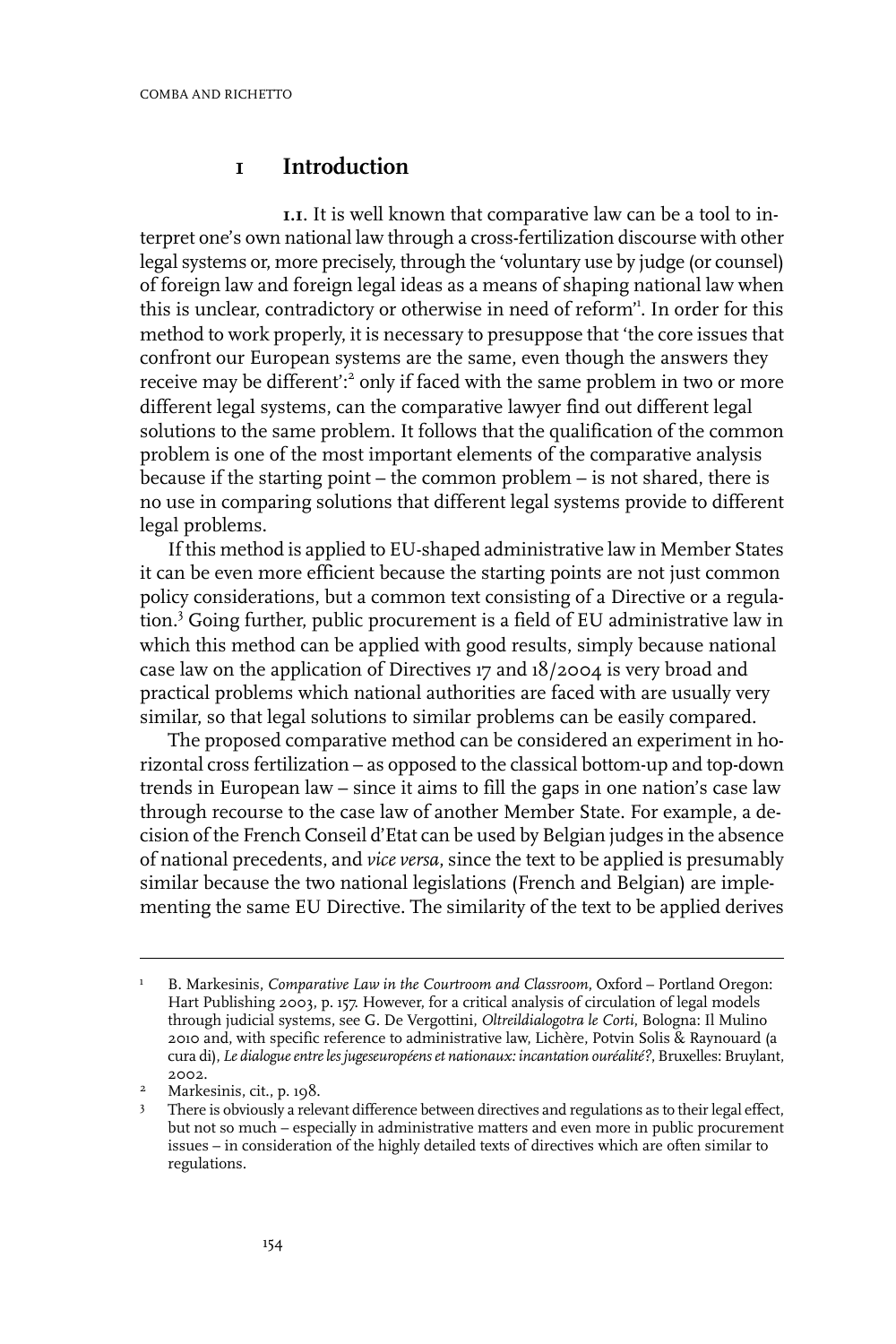# 1 Introduction

**1.1.** It is well known that comparative law can be a tool to interpret one's own national law through a cross-fertilization discourse with other legal systems or, more precisely, through the 'voluntary use by judge (or counsel) of foreign law and foreign legal ideas as a means of shaping national law when this is unclear, contradictory or otherwise in need of reform'[1]. In order for this method to work properly, it is necessary to presuppose that 'the core issues that confront our European systems are the same, even though the answers they receive may be different':[2] only if faced with the same problem in two or more different legal systems, can the comparative lawyer find out different legal solutions to the same problem. It follows that the qualification of the common problem is one of the most important elements of the comparative analysis because if the starting point – the common problem – is not shared, there is no use in comparing solutions that different legal systems provide to different legal problems.

If this method is applied to EU-shaped administrative law in Member States it can be even more efficient because the starting points are not just common policy considerations, but a common text consisting of a Directive or a regulation.[3] Going further, public procurement is a field of EU administrative law in which this method can be applied with good results, simply because national case law on the application of Directives 17 and 18/2004 is very broad and practical problems which national authorities are faced with are usually very similar, so that legal solutions to similar problems can be easily compared.

The proposed comparative method can be considered an experiment in horizontal cross fertilization – as opposed to the classical bottom-up and top-down trends in European law – since it aims to fill the gaps in one nation's case law through recourse to the case law of another Member State. For example, a decision of the French Conseil d'Etat can be used by Belgian judges in the absence of national precedents, and *vice versa*, since the text to be applied is presumably similar because the two national legislations (French and Belgian) are implementing the same EU Directive. The similarity of the text to be applied derives

---

[1] B. Markesinis, *Comparative Law in the Courtroom and Classroom*, Oxford – Portland Oregon: Hart Publishing 2003, p. 157. However, for a critical analysis of circulation of legal models through judicial systems, see G. De Vergottini, *Oltreildialogotra le Corti*, Bologna: Il Mulino 2010 and, with specific reference to administrative law, Lichère, Potvin Solis & Raynouard (a cura di), *Le dialogue entre les jugeseuropéens et nationaux: incantation ouréalité?*, Bruxelles: Bruylant, 2002.

[2] Markesinis, cit., p. 198.

[3] There is obviously a relevant difference between directives and regulations as to their legal effect, but not so much – especially in administrative matters and even more in public procurement issues – in consideration of the highly detailed texts of directives which are often similar to regulations.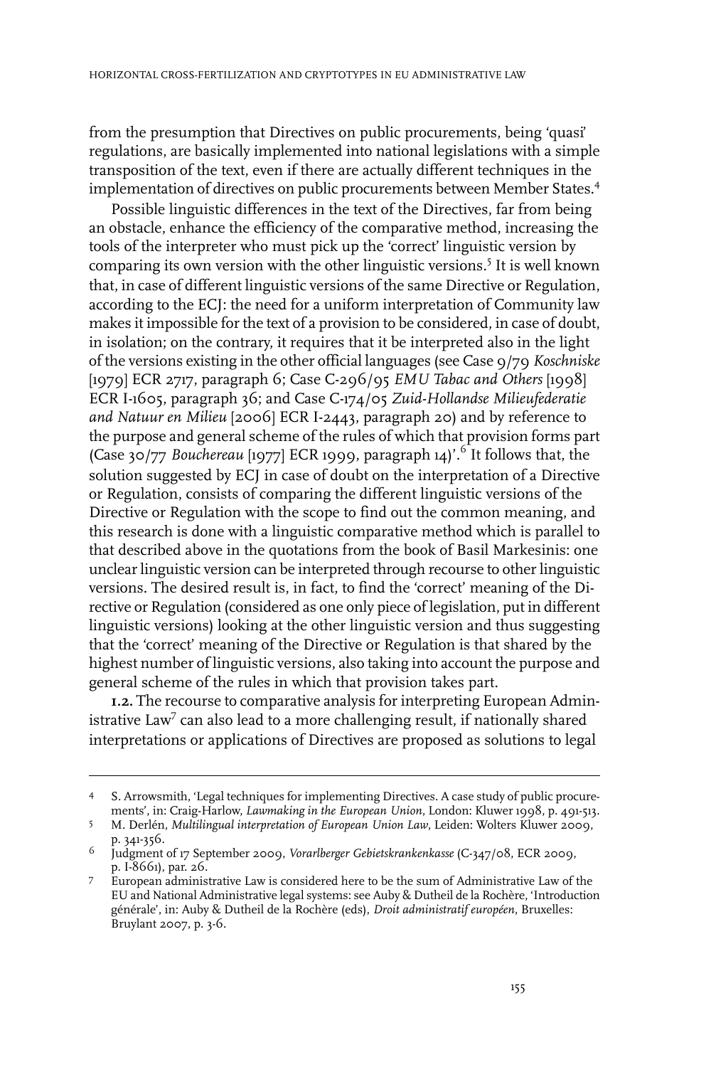from the presumption that Directives on public procurements, being 'quasi' regulations, are basically implemented into national legislations with a simple transposition of the text, even if there are actually different techniques in the implementation of directives on public procurements between Member States.[4]

Possible linguistic differences in the text of the Directives, far from being an obstacle, enhance the efficiency of the comparative method, increasing the tools of the interpreter who must pick up the 'correct' linguistic version by comparing its own version with the other linguistic versions.[5] It is well known that, in case of different linguistic versions of the same Directive or Regulation, according to the ECJ: the need for a uniform interpretation of Community law makes it impossible for the text of a provision to be considered, in case of doubt, in isolation; on the contrary, it requires that it be interpreted also in the light of the versions existing in the other official languages (see Case 9/79 *Koschniske* [1979] ECR 2717, paragraph 6; Case C-296/95 *EMU Tabac and Others* [1998] ECR I-1605, paragraph 36; and Case C-174/05 *Zuid-Hollandse Milieufederatie and Natuur en Milieu* [2006] ECR I-2443, paragraph 20) and by reference to the purpose and general scheme of the rules of which that provision forms part (Case 30/77 *Bouchereau* [1977] ECR 1999, paragraph 14)'.[6] It follows that, the solution suggested by ECJ in case of doubt on the interpretation of a Directive or Regulation, consists of comparing the different linguistic versions of the Directive or Regulation with the scope to find out the common meaning, and this research is done with a linguistic comparative method which is parallel to that described above in the quotations from the book of Basil Markesinis: one unclear linguistic version can be interpreted through recourse to other linguistic versions. The desired result is, in fact, to find the 'correct' meaning of the Directive or Regulation (considered as one only piece of legislation, put in different linguistic versions) looking at the other linguistic version and thus suggesting that the 'correct' meaning of the Directive or Regulation is that shared by the highest number of linguistic versions, also taking into account the purpose and general scheme of the rules in which that provision takes part.

**1.2.** The recourse to comparative analysis for interpreting European Administrative Law[7] can also lead to a more challenging result, if nationally shared interpretations or applications of Directives are proposed as solutions to legal

---

4 S. Arrowsmith, 'Legal techniques for implementing Directives. A case study of public procurements', in: Craig-Harlow, *Lawmaking in the European Union*, London: Kluwer 1998, p. 491-513.

5 M. Derlén, *Multilingual interpretation of European Union Law*, Leiden: Wolters Kluwer 2009, p. 341-356.

6 Judgment of 17 September 2009, *Vorarlberger Gebietskrankenkasse* (C-347/08, ECR 2009, p. I-8661), par. 26.

7 European administrative Law is considered here to be the sum of Administrative Law of the EU and National Administrative legal systems: see Auby & Dutheil de la Rochère, 'Introduction générale', in: Auby & Dutheil de la Rochère (eds), *Droit administratif européen*, Bruxelles: Bruylant 2007, p. 3-6.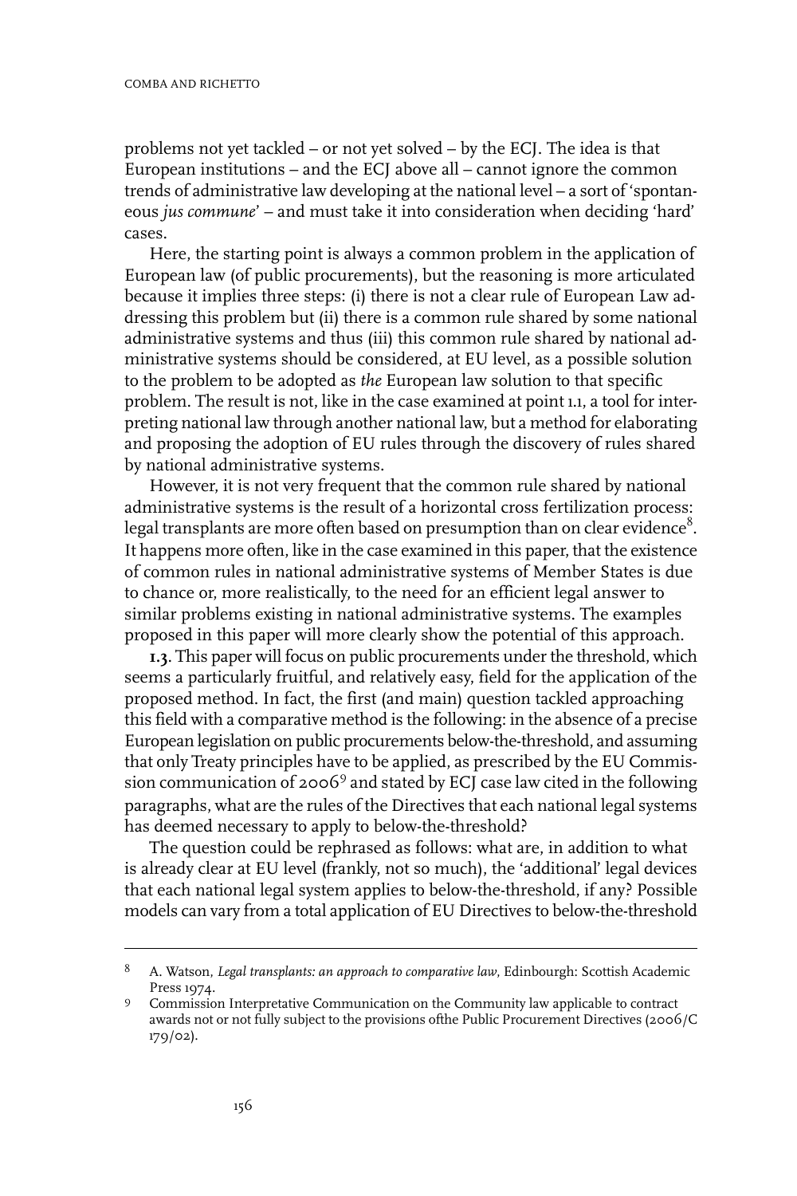problems not yet tackled – or not yet solved – by the ECJ. The idea is that European institutions – and the ECJ above all – cannot ignore the common trends of administrative law developing at the national level – a sort of 'spontaneous *jus commune*' – and must take it into consideration when deciding 'hard' cases.

Here, the starting point is always a common problem in the application of European law (of public procurements), but the reasoning is more articulated because it implies three steps: (i) there is not a clear rule of European Law addressing this problem but (ii) there is a common rule shared by some national administrative systems and thus (iii) this common rule shared by national administrative systems should be considered, at EU level, as a possible solution to the problem to be adopted as *the* European law solution to that specific problem. The result is not, like in the case examined at point 1.1, a tool for interpreting national law through another national law, but a method for elaborating and proposing the adoption of EU rules through the discovery of rules shared by national administrative systems.

However, it is not very frequent that the common rule shared by national administrative systems is the result of a horizontal cross fertilization process: legal transplants are more often based on presumption than on clear evidence[8]. It happens more often, like in the case examined in this paper, that the existence of common rules in national administrative systems of Member States is due to chance or, more realistically, to the need for an efficient legal answer to similar problems existing in national administrative systems. The examples proposed in this paper will more clearly show the potential of this approach.

**1.3.** This paper will focus on public procurements under the threshold, which seems a particularly fruitful, and relatively easy, field for the application of the proposed method. In fact, the first (and main) question tackled approaching this field with a comparative method is the following: in the absence of a precise European legislation on public procurements below-the-threshold, and assuming that only Treaty principles have to be applied, as prescribed by the EU Commission communication of 2006[9] and stated by ECJ case law cited in the following paragraphs, what are the rules of the Directives that each national legal systems has deemed necessary to apply to below-the-threshold?

The question could be rephrased as follows: what are, in addition to what is already clear at EU level (frankly, not so much), the 'additional' legal devices that each national legal system applies to below-the-threshold, if any? Possible models can vary from a total application of EU Directives to below-the-threshold

---

[8] A. Watson, *Legal transplants: an approach to comparative law*, Edinbourgh: Scottish Academic Press 1974.

[9] Commission Interpretative Communication on the Community law applicable to contract awards not or not fully subject to the provisions ofthe Public Procurement Directives (2006/C 179/02).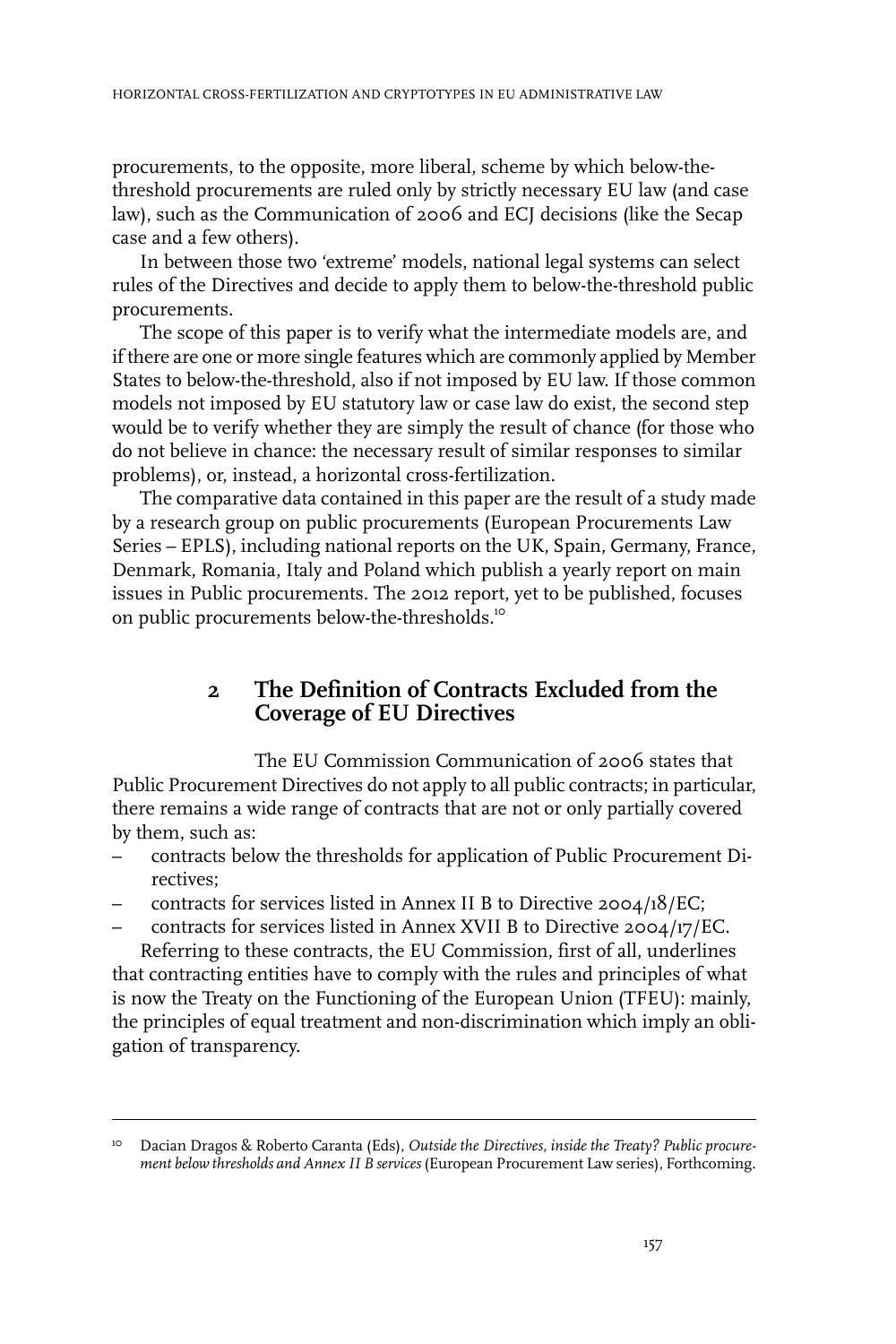procurements, to the opposite, more liberal, scheme by which below-the-threshold procurements are ruled only by strictly necessary EU law (and case law), such as the Communication of 2006 and ECJ decisions (like the Secap case and a few others).

In between those two 'extreme' models, national legal systems can select rules of the Directives and decide to apply them to below-the-threshold public procurements.

The scope of this paper is to verify what the intermediate models are, and if there are one or more single features which are commonly applied by Member States to below-the-threshold, also if not imposed by EU law. If those common models not imposed by EU statutory law or case law do exist, the second step would be to verify whether they are simply the result of chance (for those who do not believe in chance: the necessary result of similar responses to similar problems), or, instead, a horizontal cross-fertilization.

The comparative data contained in this paper are the result of a study made by a research group on public procurements (European Procurements Law Series – EPLS), including national reports on the UK, Spain, Germany, France, Denmark, Romania, Italy and Poland which publish a yearly report on main issues in Public procurements. The 2012 report, yet to be published, focuses on public procurements below-the-thresholds.[10]

## 2 The Definition of Contracts Excluded from the Coverage of EU Directives

The EU Commission Communication of 2006 states that Public Procurement Directives do not apply to all public contracts; in particular, there remains a wide range of contracts that are not or only partially covered by them, such as:

- contracts below the thresholds for application of Public Procurement Directives;
- contracts for services listed in Annex II B to Directive 2004/18/EC;
- contracts for services listed in Annex XVII B to Directive 2004/17/EC.

Referring to these contracts, the EU Commission, first of all, underlines that contracting entities have to comply with the rules and principles of what is now the Treaty on the Functioning of the European Union (TFEU): mainly, the principles of equal treatment and non-discrimination which imply an obligation of transparency.

---

[10] Dacian Dragos & Roberto Caranta (Eds), *Outside the Directives, inside the Treaty? Public procurement below thresholds and Annex II B services* (European Procurement Law series), Forthcoming.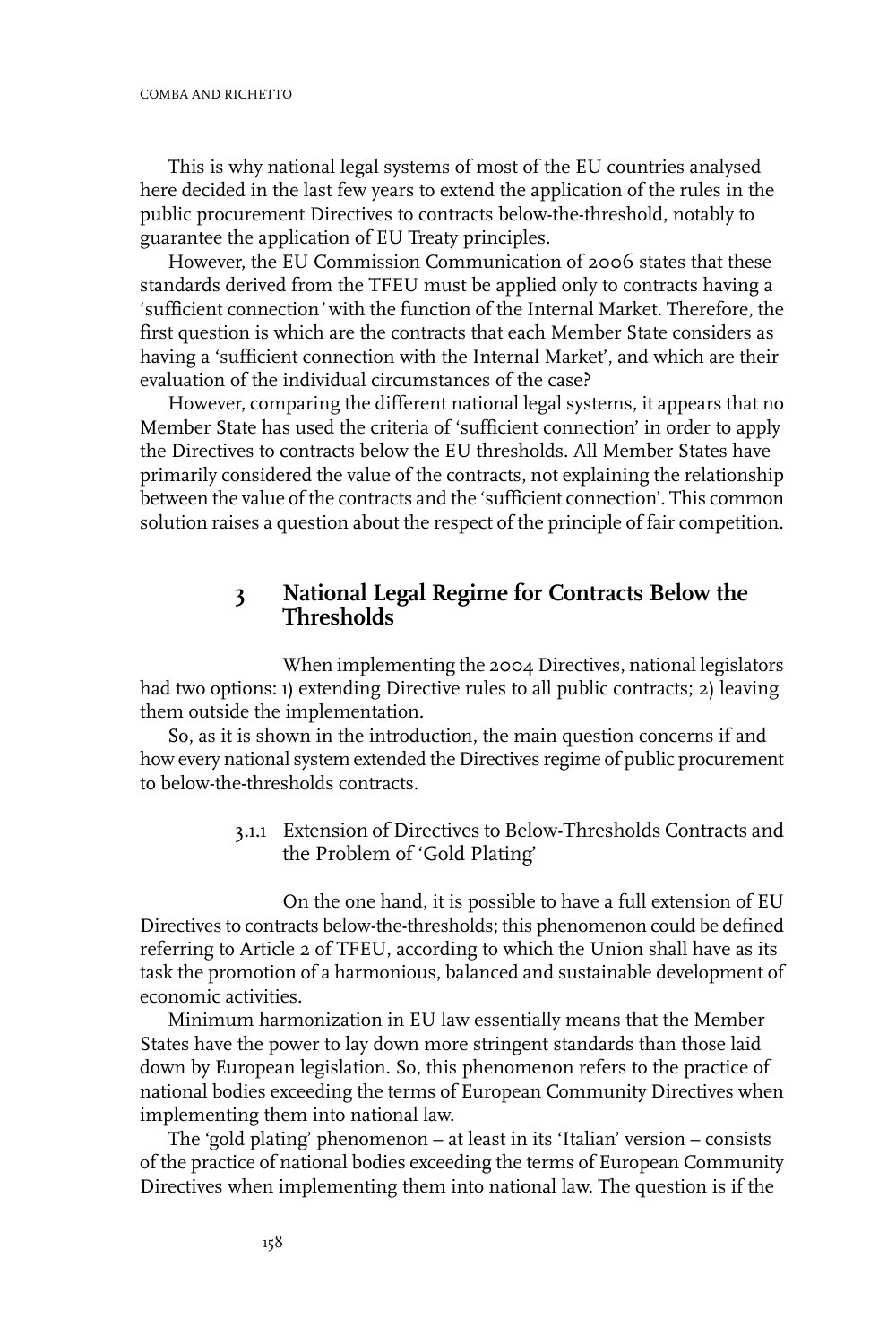This is why national legal systems of most of the EU countries analysed here decided in the last few years to extend the application of the rules in the public procurement Directives to contracts below-the-threshold, notably to guarantee the application of EU Treaty principles.

However, the EU Commission Communication of 2006 states that these standards derived from the TFEU must be applied only to contracts having a 'sufficient connection' with the function of the Internal Market. Therefore, the first question is which are the contracts that each Member State considers as having a 'sufficient connection with the Internal Market', and which are their evaluation of the individual circumstances of the case?

However, comparing the different national legal systems, it appears that no Member State has used the criteria of 'sufficient connection' in order to apply the Directives to contracts below the EU thresholds. All Member States have primarily considered the value of the contracts, not explaining the relationship between the value of the contracts and the 'sufficient connection'. This common solution raises a question about the respect of the principle of fair competition.

## 3 National Legal Regime for Contracts Below the Thresholds

When implementing the 2004 Directives, national legislators had two options: 1) extending Directive rules to all public contracts; 2) leaving them outside the implementation.

So, as it is shown in the introduction, the main question concerns if and how every national system extended the Directives regime of public procurement to below-the-thresholds contracts.

#### 3.1.1 Extension of Directives to Below-Thresholds Contracts and the Problem of 'Gold Plating'

On the one hand, it is possible to have a full extension of EU Directives to contracts below-the-thresholds; this phenomenon could be defined referring to Article 2 of TFEU, according to which the Union shall have as its task the promotion of a harmonious, balanced and sustainable development of economic activities.

Minimum harmonization in EU law essentially means that the Member States have the power to lay down more stringent standards than those laid down by European legislation. So, this phenomenon refers to the practice of national bodies exceeding the terms of European Community Directives when implementing them into national law.

The 'gold plating' phenomenon – at least in its 'Italian' version – consists of the practice of national bodies exceeding the terms of European Community Directives when implementing them into national law. The question is if the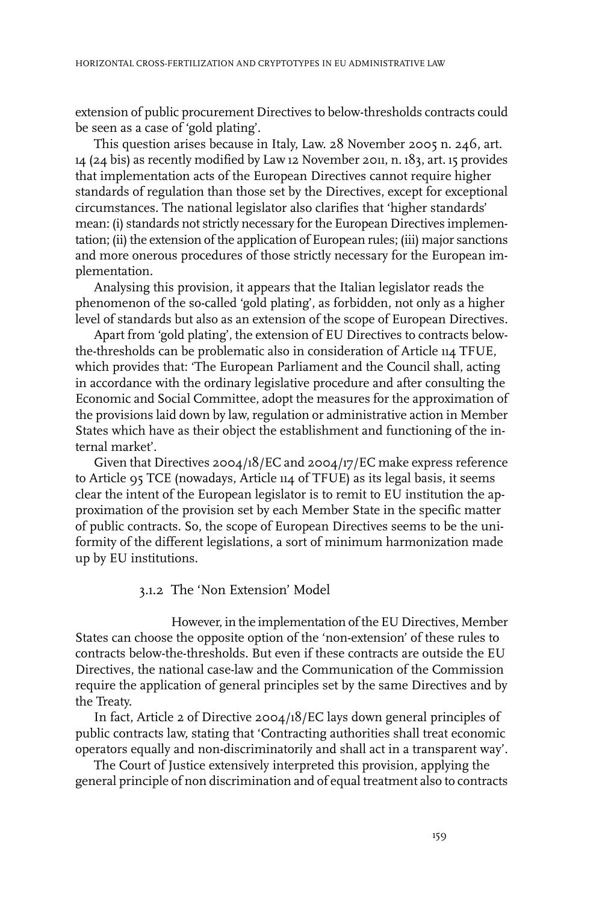extension of public procurement Directives to below-thresholds contracts could be seen as a case of 'gold plating'.

This question arises because in Italy, Law. 28 November 2005 n. 246, art. 14 (24 bis) as recently modified by Law 12 November 2011, n. 183, art. 15 provides that implementation acts of the European Directives cannot require higher standards of regulation than those set by the Directives, except for exceptional circumstances. The national legislator also clarifies that 'higher standards' mean: (i) standards not strictly necessary for the European Directives implementation; (ii) the extension of the application of European rules; (iii) major sanctions and more onerous procedures of those strictly necessary for the European implementation.

Analysing this provision, it appears that the Italian legislator reads the phenomenon of the so-called 'gold plating', as forbidden, not only as a higher level of standards but also as an extension of the scope of European Directives.

Apart from 'gold plating', the extension of EU Directives to contracts below-the-thresholds can be problematic also in consideration of Article 114 TFUE, which provides that: 'The European Parliament and the Council shall, acting in accordance with the ordinary legislative procedure and after consulting the Economic and Social Committee, adopt the measures for the approximation of the provisions laid down by law, regulation or administrative action in Member States which have as their object the establishment and functioning of the internal market'.

Given that Directives 2004/18/EC and 2004/17/EC make express reference to Article 95 TCE (nowadays, Article 114 of TFUE) as its legal basis, it seems clear the intent of the European legislator is to remit to EU institution the approximation of the provision set by each Member State in the specific matter of public contracts. So, the scope of European Directives seems to be the uniformity of the different legislations, a sort of minimum harmonization made up by EU institutions.

#### 3.1.2 The 'Non Extension' Model

However, in the implementation of the EU Directives, Member States can choose the opposite option of the 'non-extension' of these rules to contracts below-the-thresholds. But even if these contracts are outside the EU Directives, the national case-law and the Communication of the Commission require the application of general principles set by the same Directives and by the Treaty.

In fact, Article 2 of Directive 2004/18/EC lays down general principles of public contracts law, stating that 'Contracting authorities shall treat economic operators equally and non-discriminatorily and shall act in a transparent way'.

The Court of Justice extensively interpreted this provision, applying the general principle of non discrimination and of equal treatment also to contracts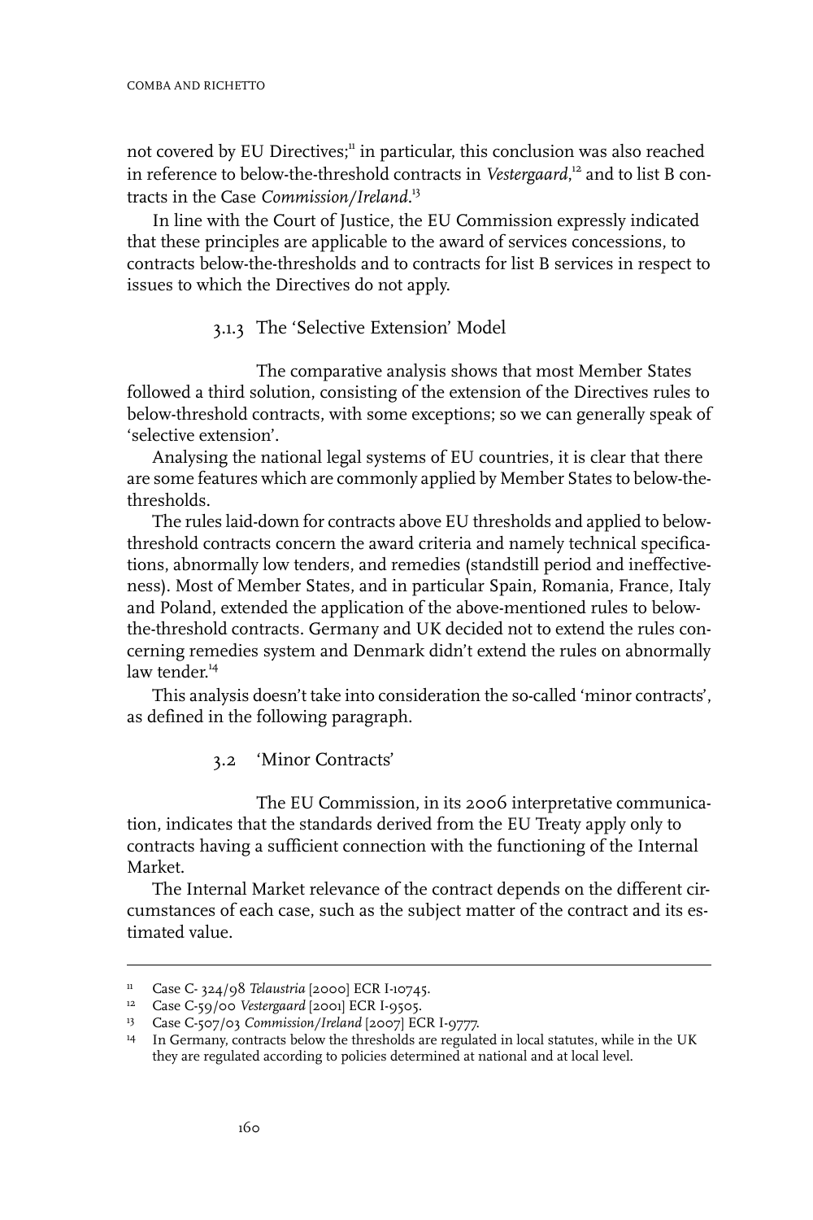not covered by EU Directives;[11] in particular, this conclusion was also reached in reference to below-the-threshold contracts in *Vestergaard*,[12] and to list B contracts in the Case *Commission/Ireland*.[13]

In line with the Court of Justice, the EU Commission expressly indicated that these principles are applicable to the award of services concessions, to contracts below-the-thresholds and to contracts for list B services in respect to issues to which the Directives do not apply.

### 3.1.3 The 'Selective Extension' Model

The comparative analysis shows that most Member States followed a third solution, consisting of the extension of the Directives rules to below-threshold contracts, with some exceptions; so we can generally speak of 'selective extension'.

Analysing the national legal systems of EU countries, it is clear that there are some features which are commonly applied by Member States to below-the-thresholds.

The rules laid-down for contracts above EU thresholds and applied to below-threshold contracts concern the award criteria and namely technical specifications, abnormally low tenders, and remedies (standstill period and ineffectiveness). Most of Member States, and in particular Spain, Romania, France, Italy and Poland, extended the application of the above-mentioned rules to below-the-threshold contracts. Germany and UK decided not to extend the rules concerning remedies system and Denmark didn't extend the rules on abnormally law tender.[14]

This analysis doesn't take into consideration the so-called 'minor contracts', as defined in the following paragraph.

## 3.2 'Minor Contracts'

The EU Commission, in its 2006 interpretative communication, indicates that the standards derived from the EU Treaty apply only to contracts having a sufficient connection with the functioning of the Internal Market.

The Internal Market relevance of the contract depends on the different circumstances of each case, such as the subject matter of the contract and its estimated value.

---

[11] Case C- 324/98 *Telaustria* [2000] ECR I-10745.

[12] Case C-59/00 *Vestergaard* [2001] ECR I-9505.

[13] Case C-507/03 *Commission/Ireland* [2007] ECR I-9777.

[14] In Germany, contracts below the thresholds are regulated in local statutes, while in the UK they are regulated according to policies determined at national and at local level.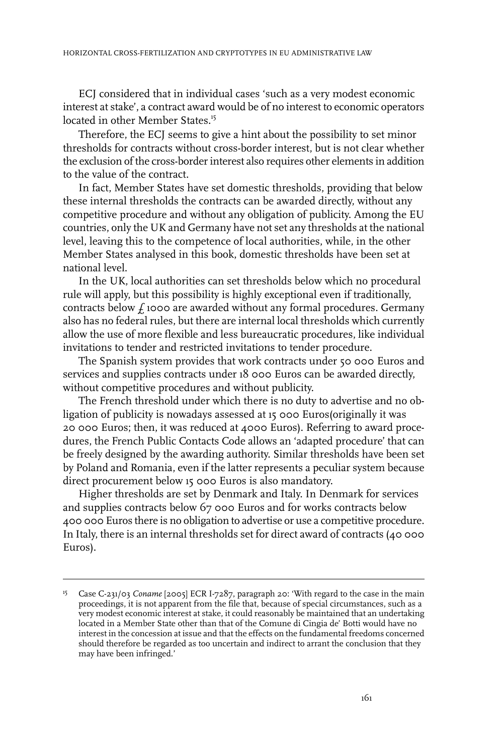ECJ considered that in individual cases 'such as a very modest economic interest at stake', a contract award would be of no interest to economic operators located in other Member States.[15]

Therefore, the ECJ seems to give a hint about the possibility to set minor thresholds for contracts without cross-border interest, but is not clear whether the exclusion of the cross-border interest also requires other elements in addition to the value of the contract.

In fact, Member States have set domestic thresholds, providing that below these internal thresholds the contracts can be awarded directly, without any competitive procedure and without any obligation of publicity. Among the EU countries, only the UK and Germany have not set any thresholds at the national level, leaving this to the competence of local authorities, while, in the other Member States analysed in this book, domestic thresholds have been set at national level.

In the UK, local authorities can set thresholds below which no procedural rule will apply, but this possibility is highly exceptional even if traditionally, contracts below £ 1000 are awarded without any formal procedures. Germany also has no federal rules, but there are internal local thresholds which currently allow the use of more flexible and less bureaucratic procedures, like individual invitations to tender and restricted invitations to tender procedure.

The Spanish system provides that work contracts under 50 000 Euros and services and supplies contracts under 18 000 Euros can be awarded directly, without competitive procedures and without publicity.

The French threshold under which there is no duty to advertise and no obligation of publicity is nowadays assessed at 15 000 Euros(originally it was 20 000 Euros; then, it was reduced at 4000 Euros). Referring to award procedures, the French Public Contacts Code allows an 'adapted procedure' that can be freely designed by the awarding authority. Similar thresholds have been set by Poland and Romania, even if the latter represents a peculiar system because direct procurement below 15 000 Euros is also mandatory.

Higher thresholds are set by Denmark and Italy. In Denmark for services and supplies contracts below 67 000 Euros and for works contracts below 400 000 Euros there is no obligation to advertise or use a competitive procedure. In Italy, there is an internal thresholds set for direct award of contracts (40 000 Euros).

---

[15] Case C-231/03 *Coname* [2005] ECR I-7287, paragraph 20: 'With regard to the case in the main proceedings, it is not apparent from the file that, because of special circumstances, such as a very modest economic interest at stake, it could reasonably be maintained that an undertaking located in a Member State other than that of the Comune di Cingia de' Botti would have no interest in the concession at issue and that the effects on the fundamental freedoms concerned should therefore be regarded as too uncertain and indirect to arrant the conclusion that they may have been infringed.'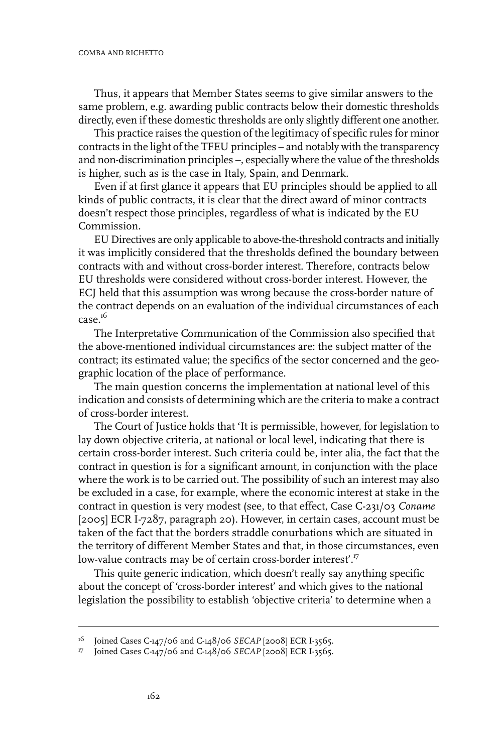Thus, it appears that Member States seems to give similar answers to the same problem, e.g. awarding public contracts below their domestic thresholds directly, even if these domestic thresholds are only slightly different one another.

This practice raises the question of the legitimacy of specific rules for minor contracts in the light of the TFEU principles – and notably with the transparency and non-discrimination principles –, especially where the value of the thresholds is higher, such as is the case in Italy, Spain, and Denmark.

Even if at first glance it appears that EU principles should be applied to all kinds of public contracts, it is clear that the direct award of minor contracts doesn't respect those principles, regardless of what is indicated by the EU Commission.

EU Directives are only applicable to above-the-threshold contracts and initially it was implicitly considered that the thresholds defined the boundary between contracts with and without cross-border interest. Therefore, contracts below EU thresholds were considered without cross-border interest. However, the ECJ held that this assumption was wrong because the cross-border nature of the contract depends on an evaluation of the individual circumstances of each case.[16]

The Interpretative Communication of the Commission also specified that the above-mentioned individual circumstances are: the subject matter of the contract; its estimated value; the specifics of the sector concerned and the geographic location of the place of performance.

The main question concerns the implementation at national level of this indication and consists of determining which are the criteria to make a contract of cross-border interest.

The Court of Justice holds that 'It is permissible, however, for legislation to lay down objective criteria, at national or local level, indicating that there is certain cross-border interest. Such criteria could be, inter alia, the fact that the contract in question is for a significant amount, in conjunction with the place where the work is to be carried out. The possibility of such an interest may also be excluded in a case, for example, where the economic interest at stake in the contract in question is very modest (see, to that effect, Case C-231/03 *Coname* [2005] ECR I-7287, paragraph 20). However, in certain cases, account must be taken of the fact that the borders straddle conurbations which are situated in the territory of different Member States and that, in those circumstances, even low-value contracts may be of certain cross-border interest'.[17]

This quite generic indication, which doesn't really say anything specific about the concept of 'cross-border interest' and which gives to the national legislation the possibility to establish 'objective criteria' to determine when a

---

[16] Joined Cases C-147/06 and C-148/06 *SECAP* [2008] ECR I-3565.

[17] Joined Cases C-147/06 and C-148/06 *SECAP* [2008] ECR I-3565.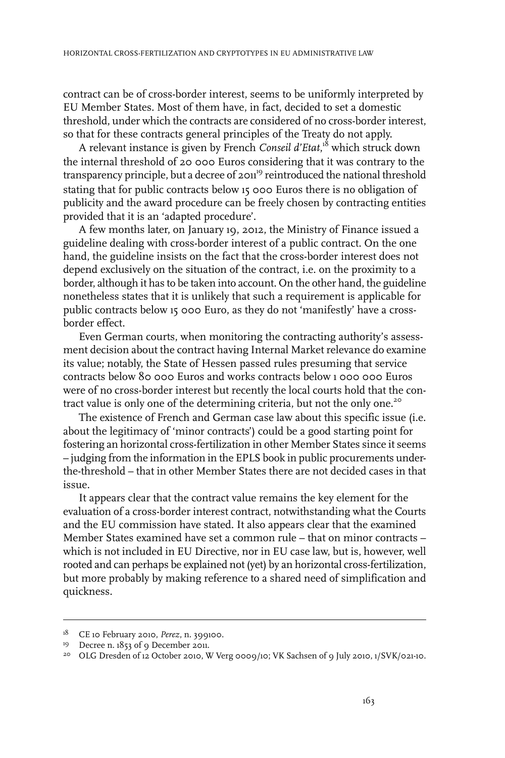contract can be of cross-border interest, seems to be uniformly interpreted by EU Member States. Most of them have, in fact, decided to set a domestic threshold, under which the contracts are considered of no cross-border interest, so that for these contracts general principles of the Treaty do not apply.

A relevant instance is given by French *Conseil d'Etat*,[18] which struck down the internal threshold of 20 000 Euros considering that it was contrary to the transparency principle, but a decree of 2011[19] reintroduced the national threshold stating that for public contracts below 15 000 Euros there is no obligation of publicity and the award procedure can be freely chosen by contracting entities provided that it is an 'adapted procedure'.

A few months later, on January 19, 2012, the Ministry of Finance issued a guideline dealing with cross-border interest of a public contract. On the one hand, the guideline insists on the fact that the cross-border interest does not depend exclusively on the situation of the contract, i.e. on the proximity to a border, although it has to be taken into account. On the other hand, the guideline nonetheless states that it is unlikely that such a requirement is applicable for public contracts below 15 000 Euro, as they do not 'manifestly' have a cross-border effect.

Even German courts, when monitoring the contracting authority's assessment decision about the contract having Internal Market relevance do examine its value; notably, the State of Hessen passed rules presuming that service contracts below 80 000 Euros and works contracts below 1 000 000 Euros were of no cross-border interest but recently the local courts hold that the contract value is only one of the determining criteria, but not the only one.[20]

The existence of French and German case law about this specific issue (i.e. about the legitimacy of 'minor contracts') could be a good starting point for fostering an horizontal cross-fertilization in other Member States since it seems – judging from the information in the EPLS book in public procurements under-the-threshold – that in other Member States there are not decided cases in that issue.

It appears clear that the contract value remains the key element for the evaluation of a cross-border interest contract, notwithstanding what the Courts and the EU commission have stated. It also appears clear that the examined Member States examined have set a common rule – that on minor contracts – which is not included in EU Directive, nor in EU case law, but is, however, well rooted and can perhaps be explained not (yet) by an horizontal cross-fertilization, but more probably by making reference to a shared need of simplification and quickness.

---

[18] CE 10 February 2010, *Perez*, n. 399100.

[19] Decree n. 1853 of 9 December 2011.

[20] OLG Dresden of 12 October 2010, W Verg 0009/10; VK Sachsen of 9 July 2010, 1/SVK/021-10.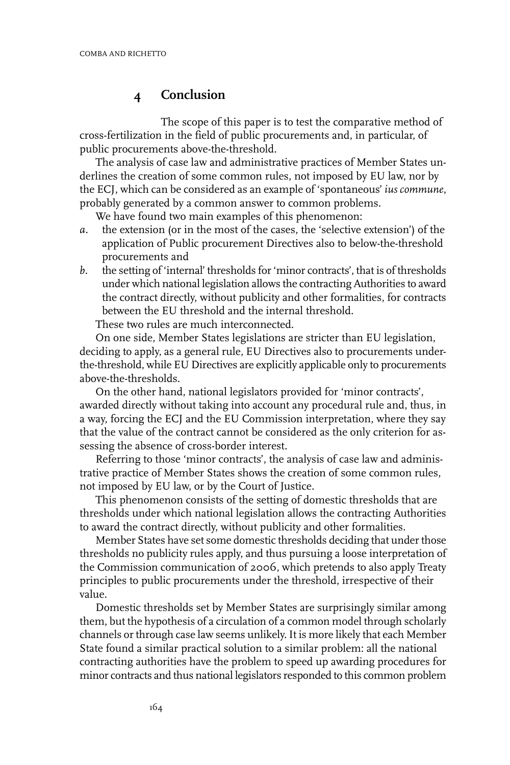## 4 Conclusion

The scope of this paper is to test the comparative method of cross-fertilization in the field of public procurements and, in particular, of public procurements above-the-threshold.

The analysis of case law and administrative practices of Member States underlines the creation of some common rules, not imposed by EU law, nor by the ECJ, which can be considered as an example of 'spontaneous' *ius commune*, probably generated by a common answer to common problems.

We have found two main examples of this phenomenon:

*a.* the extension (or in the most of the cases, the 'selective extension') of the application of Public procurement Directives also to below-the-threshold procurements and

*b.* the setting of 'internal' thresholds for 'minor contracts', that is of thresholds under which national legislation allows the contracting Authorities to award the contract directly, without publicity and other formalities, for contracts between the EU threshold and the internal threshold.

These two rules are much interconnected.

On one side, Member States legislations are stricter than EU legislation, deciding to apply, as a general rule, EU Directives also to procurements under-the-threshold, while EU Directives are explicitly applicable only to procurements above-the-thresholds.

On the other hand, national legislators provided for 'minor contracts', awarded directly without taking into account any procedural rule and, thus, in a way, forcing the ECJ and the EU Commission interpretation, where they say that the value of the contract cannot be considered as the only criterion for assessing the absence of cross-border interest.

Referring to those 'minor contracts', the analysis of case law and administrative practice of Member States shows the creation of some common rules, not imposed by EU law, or by the Court of Justice.

This phenomenon consists of the setting of domestic thresholds that are thresholds under which national legislation allows the contracting Authorities to award the contract directly, without publicity and other formalities.

Member States have set some domestic thresholds deciding that under those thresholds no publicity rules apply, and thus pursuing a loose interpretation of the Commission communication of 2006, which pretends to also apply Treaty principles to public procurements under the threshold, irrespective of their value.

Domestic thresholds set by Member States are surprisingly similar among them, but the hypothesis of a circulation of a common model through scholarly channels or through case law seems unlikely. It is more likely that each Member State found a similar practical solution to a similar problem: all the national contracting authorities have the problem to speed up awarding procedures for minor contracts and thus national legislators responded to this common problem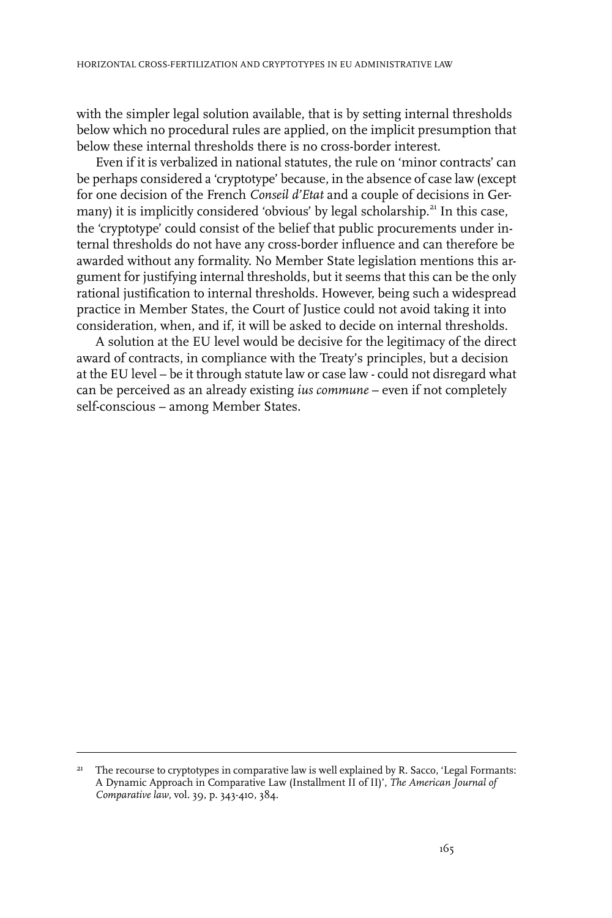with the simpler legal solution available, that is by setting internal thresholds below which no procedural rules are applied, on the implicit presumption that below these internal thresholds there is no cross-border interest.

Even if it is verbalized in national statutes, the rule on 'minor contracts' can be perhaps considered a 'cryptotype' because, in the absence of case law (except for one decision of the French *Conseil d'Etat* and a couple of decisions in Germany) it is implicitly considered 'obvious' by legal scholarship.[21] In this case, the 'cryptotype' could consist of the belief that public procurements under internal thresholds do not have any cross-border influence and can therefore be awarded without any formality. No Member State legislation mentions this argument for justifying internal thresholds, but it seems that this can be the only rational justification to internal thresholds. However, being such a widespread practice in Member States, the Court of Justice could not avoid taking it into consideration, when, and if, it will be asked to decide on internal thresholds.

A solution at the EU level would be decisive for the legitimacy of the direct award of contracts, in compliance with the Treaty's principles, but a decision at the EU level – be it through statute law or case law - could not disregard what can be perceived as an already existing *ius commune* – even if not completely self-conscious – among Member States.

---

[21] The recourse to cryptotypes in comparative law is well explained by R. Sacco, 'Legal Formants: A Dynamic Approach in Comparative Law (Installment II of II)', *The American Journal of Comparative law*, vol. 39, p. 343-410, 384.